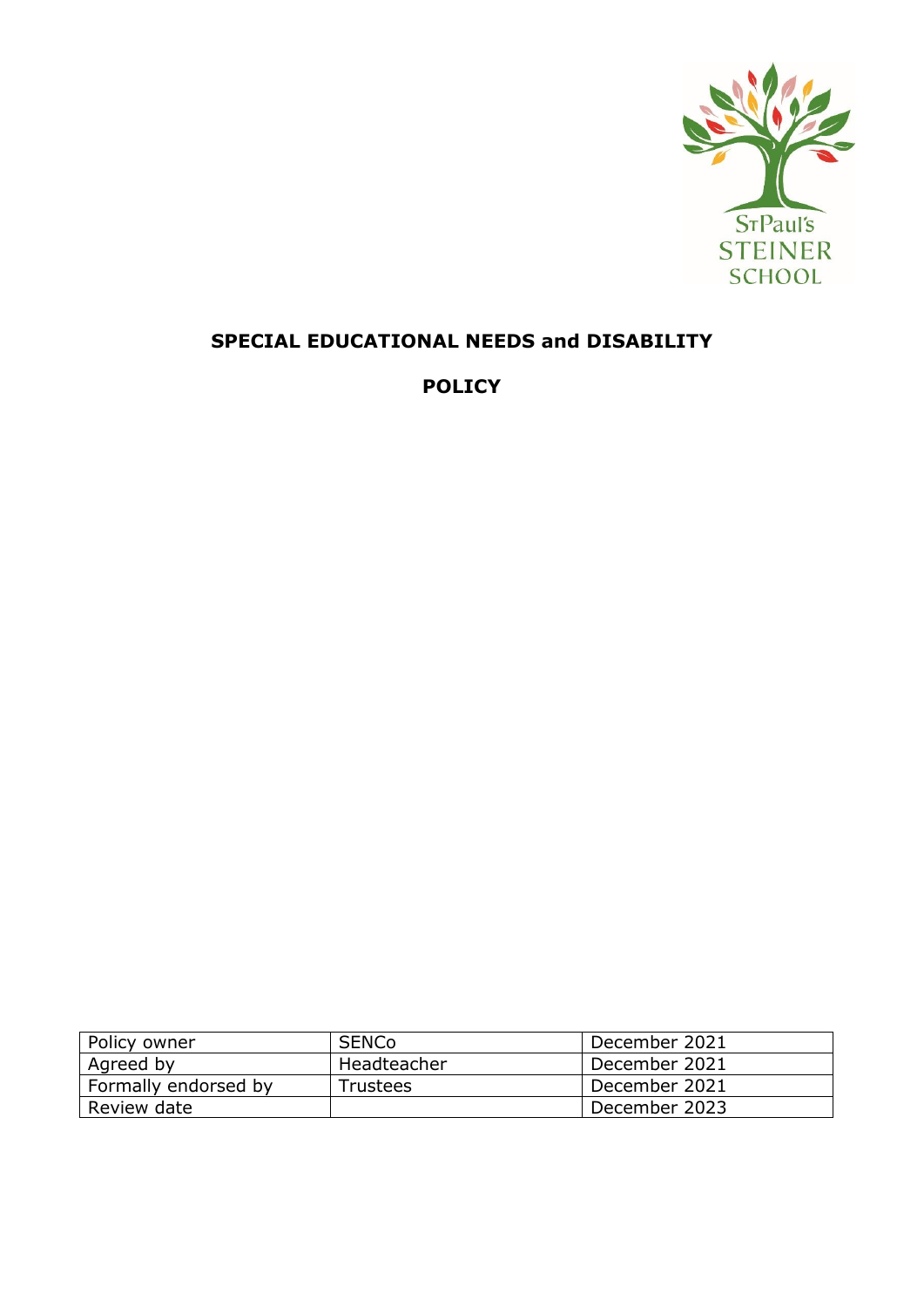# SPECIAL EDUCATIONAL NEEDS and DISABILITY

## POLICY

| Policy owner | SENCo | December 2021 |
|---|---|---|
| Agreed by | Headteacher | December 2021 |
| Formally endorsed by | Trustees | December 2021 |
| Review date | | December 2023 |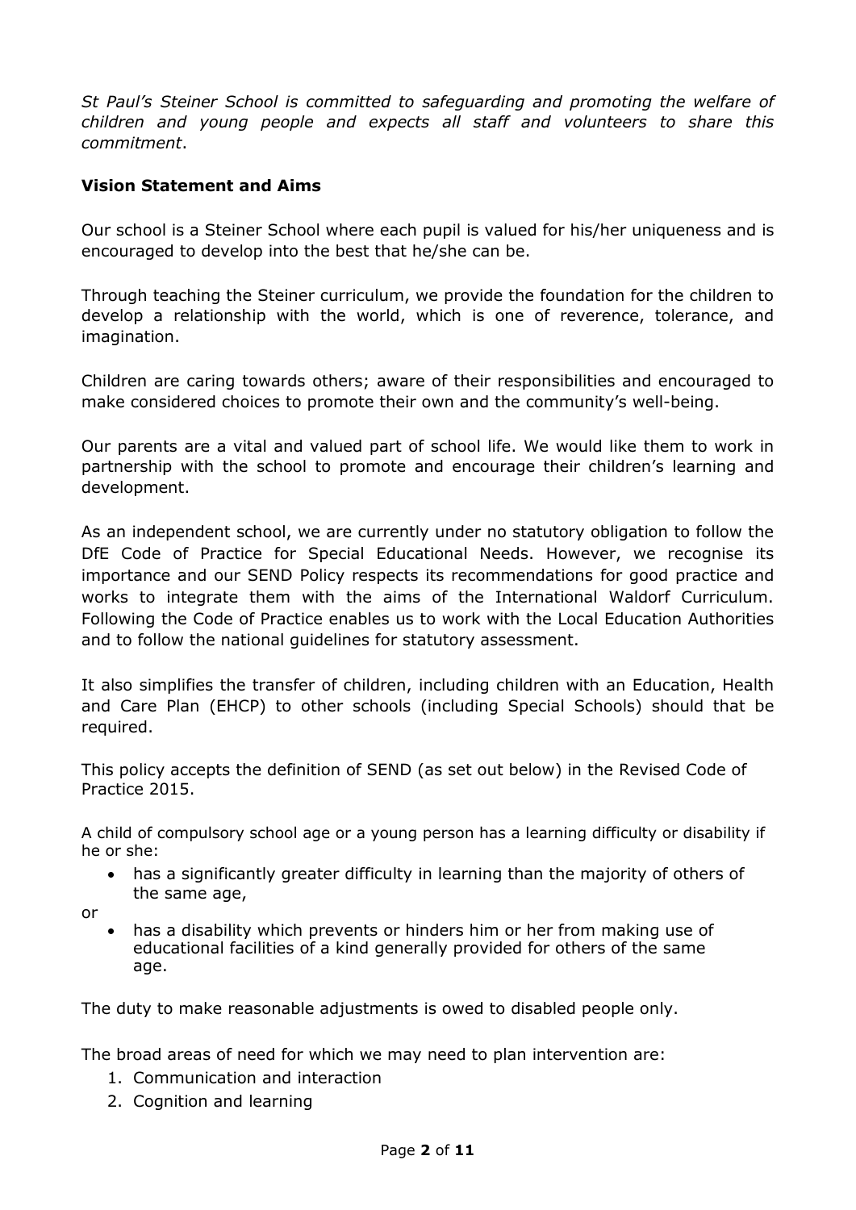*St Paul's Steiner School is committed to safeguarding and promoting the welfare of children and young people and expects all staff and volunteers to share this commitment*.

## Vision Statement and Aims

Our school is a Steiner School where each pupil is valued for his/her uniqueness and is encouraged to develop into the best that he/she can be.

Through teaching the Steiner curriculum, we provide the foundation for the children to develop a relationship with the world, which is one of reverence, tolerance, and imagination.

Children are caring towards others; aware of their responsibilities and encouraged to make considered choices to promote their own and the community's well-being.

Our parents are a vital and valued part of school life. We would like them to work in partnership with the school to promote and encourage their children's learning and development.

As an independent school, we are currently under no statutory obligation to follow the DfE Code of Practice for Special Educational Needs. However, we recognise its importance and our SEND Policy respects its recommendations for good practice and works to integrate them with the aims of the International Waldorf Curriculum. Following the Code of Practice enables us to work with the Local Education Authorities and to follow the national guidelines for statutory assessment.

It also simplifies the transfer of children, including children with an Education, Health and Care Plan (EHCP) to other schools (including Special Schools) should that be required.

This policy accepts the definition of SEND (as set out below) in the Revised Code of Practice 2015.

A child of compulsory school age or a young person has a learning difficulty or disability if he or she:

- has a significantly greater difficulty in learning than the majority of others of the same age,

or

- has a disability which prevents or hinders him or her from making use of educational facilities of a kind generally provided for others of the same age.

The duty to make reasonable adjustments is owed to disabled people only.

The broad areas of need for which we may need to plan intervention are:

1. Communication and interaction
2. Cognition and learning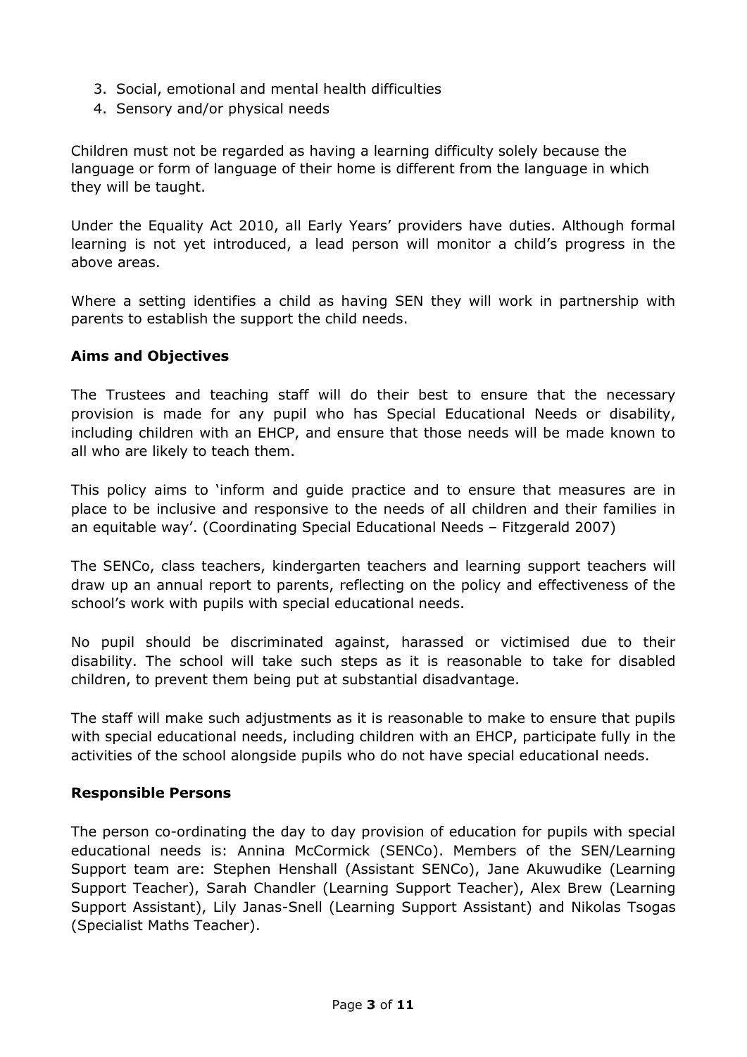3. Social, emotional and mental health difficulties
4. Sensory and/or physical needs

Children must not be regarded as having a learning difficulty solely because the language or form of language of their home is different from the language in which they will be taught.

Under the Equality Act 2010, all Early Years' providers have duties. Although formal learning is not yet introduced, a lead person will monitor a child's progress in the above areas.

Where a setting identifies a child as having SEN they will work in partnership with parents to establish the support the child needs.

**Aims and Objectives**

The Trustees and teaching staff will do their best to ensure that the necessary provision is made for any pupil who has Special Educational Needs or disability, including children with an EHCP, and ensure that those needs will be made known to all who are likely to teach them.

This policy aims to 'inform and guide practice and to ensure that measures are in place to be inclusive and responsive to the needs of all children and their families in an equitable way'. (Coordinating Special Educational Needs – Fitzgerald 2007)

The SENCo, class teachers, kindergarten teachers and learning support teachers will draw up an annual report to parents, reflecting on the policy and effectiveness of the school's work with pupils with special educational needs.

No pupil should be discriminated against, harassed or victimised due to their disability. The school will take such steps as it is reasonable to take for disabled children, to prevent them being put at substantial disadvantage.

The staff will make such adjustments as it is reasonable to make to ensure that pupils with special educational needs, including children with an EHCP, participate fully in the activities of the school alongside pupils who do not have special educational needs.

**Responsible Persons**

The person co-ordinating the day to day provision of education for pupils with special educational needs is: Annina McCormick (SENCo). Members of the SEN/Learning Support team are: Stephen Henshall (Assistant SENCo), Jane Akuwudike (Learning Support Teacher), Sarah Chandler (Learning Support Teacher), Alex Brew (Learning Support Assistant), Lily Janas-Snell (Learning Support Assistant) and Nikolas Tsogas (Specialist Maths Teacher).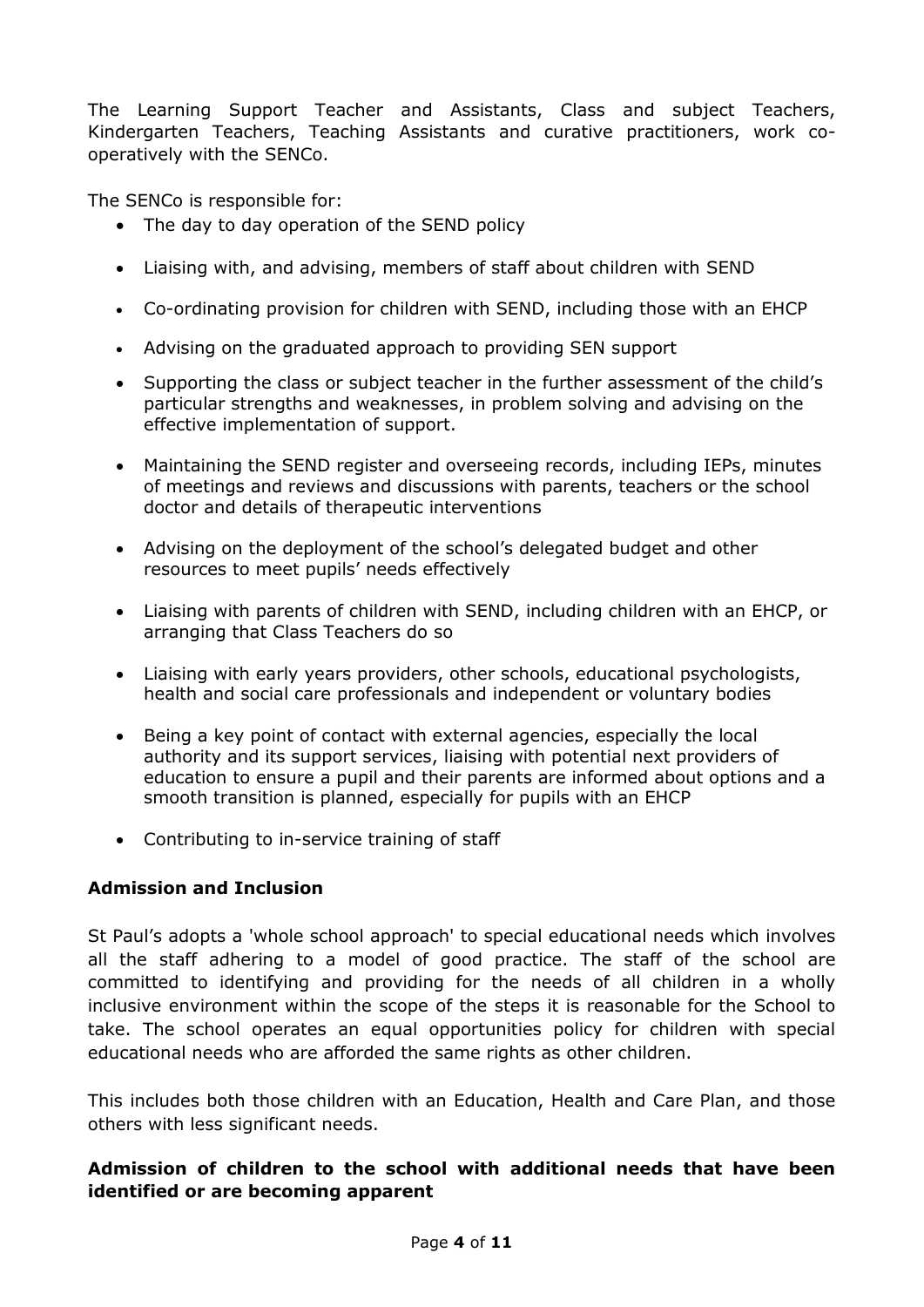The Learning Support Teacher and Assistants, Class and subject Teachers, Kindergarten Teachers, Teaching Assistants and curative practitioners, work co-operatively with the SENCo.

The SENCo is responsible for:

- The day to day operation of the SEND policy
- Liaising with, and advising, members of staff about children with SEND
- Co-ordinating provision for children with SEND, including those with an EHCP
- Advising on the graduated approach to providing SEN support
- Supporting the class or subject teacher in the further assessment of the child's particular strengths and weaknesses, in problem solving and advising on the effective implementation of support.
- Maintaining the SEND register and overseeing records, including IEPs, minutes of meetings and reviews and discussions with parents, teachers or the school doctor and details of therapeutic interventions
- Advising on the deployment of the school's delegated budget and other resources to meet pupils' needs effectively
- Liaising with parents of children with SEND, including children with an EHCP, or arranging that Class Teachers do so
- Liaising with early years providers, other schools, educational psychologists, health and social care professionals and independent or voluntary bodies
- Being a key point of contact with external agencies, especially the local authority and its support services, liaising with potential next providers of education to ensure a pupil and their parents are informed about options and a smooth transition is planned, especially for pupils with an EHCP
- Contributing to in-service training of staff

**Admission and Inclusion**

St Paul's adopts a 'whole school approach' to special educational needs which involves all the staff adhering to a model of good practice. The staff of the school are committed to identifying and providing for the needs of all children in a wholly inclusive environment within the scope of the steps it is reasonable for the School to take. The school operates an equal opportunities policy for children with special educational needs who are afforded the same rights as other children.

This includes both those children with an Education, Health and Care Plan, and those others with less significant needs.

**Admission of children to the school with additional needs that have been identified or are becoming apparent**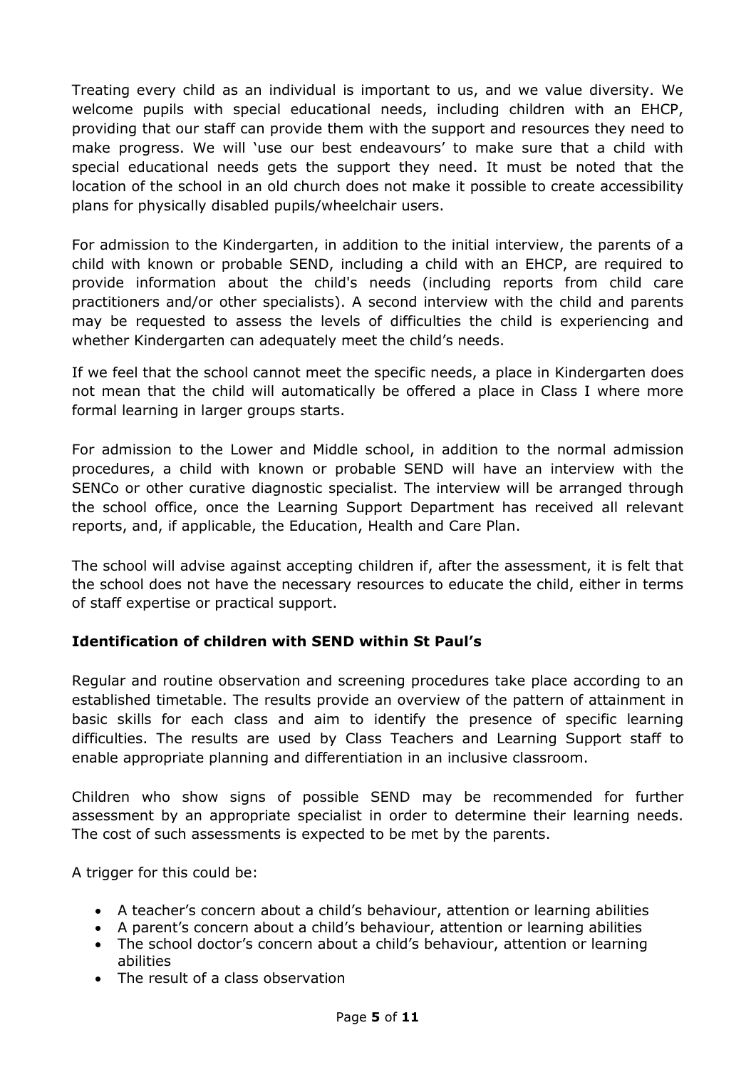Treating every child as an individual is important to us, and we value diversity. We welcome pupils with special educational needs, including children with an EHCP, providing that our staff can provide them with the support and resources they need to make progress. We will 'use our best endeavours' to make sure that a child with special educational needs gets the support they need. It must be noted that the location of the school in an old church does not make it possible to create accessibility plans for physically disabled pupils/wheelchair users.

For admission to the Kindergarten, in addition to the initial interview, the parents of a child with known or probable SEND, including a child with an EHCP, are required to provide information about the child's needs (including reports from child care practitioners and/or other specialists). A second interview with the child and parents may be requested to assess the levels of difficulties the child is experiencing and whether Kindergarten can adequately meet the child's needs.

If we feel that the school cannot meet the specific needs, a place in Kindergarten does not mean that the child will automatically be offered a place in Class I where more formal learning in larger groups starts.

For admission to the Lower and Middle school, in addition to the normal admission procedures, a child with known or probable SEND will have an interview with the SENCo or other curative diagnostic specialist. The interview will be arranged through the school office, once the Learning Support Department has received all relevant reports, and, if applicable, the Education, Health and Care Plan.

The school will advise against accepting children if, after the assessment, it is felt that the school does not have the necessary resources to educate the child, either in terms of staff expertise or practical support.

**Identification of children with SEND within St Paul's**

Regular and routine observation and screening procedures take place according to an established timetable. The results provide an overview of the pattern of attainment in basic skills for each class and aim to identify the presence of specific learning difficulties. The results are used by Class Teachers and Learning Support staff to enable appropriate planning and differentiation in an inclusive classroom.

Children who show signs of possible SEND may be recommended for further assessment by an appropriate specialist in order to determine their learning needs. The cost of such assessments is expected to be met by the parents.

A trigger for this could be:

- A teacher's concern about a child's behaviour, attention or learning abilities
- A parent's concern about a child's behaviour, attention or learning abilities
- The school doctor's concern about a child's behaviour, attention or learning abilities
- The result of a class observation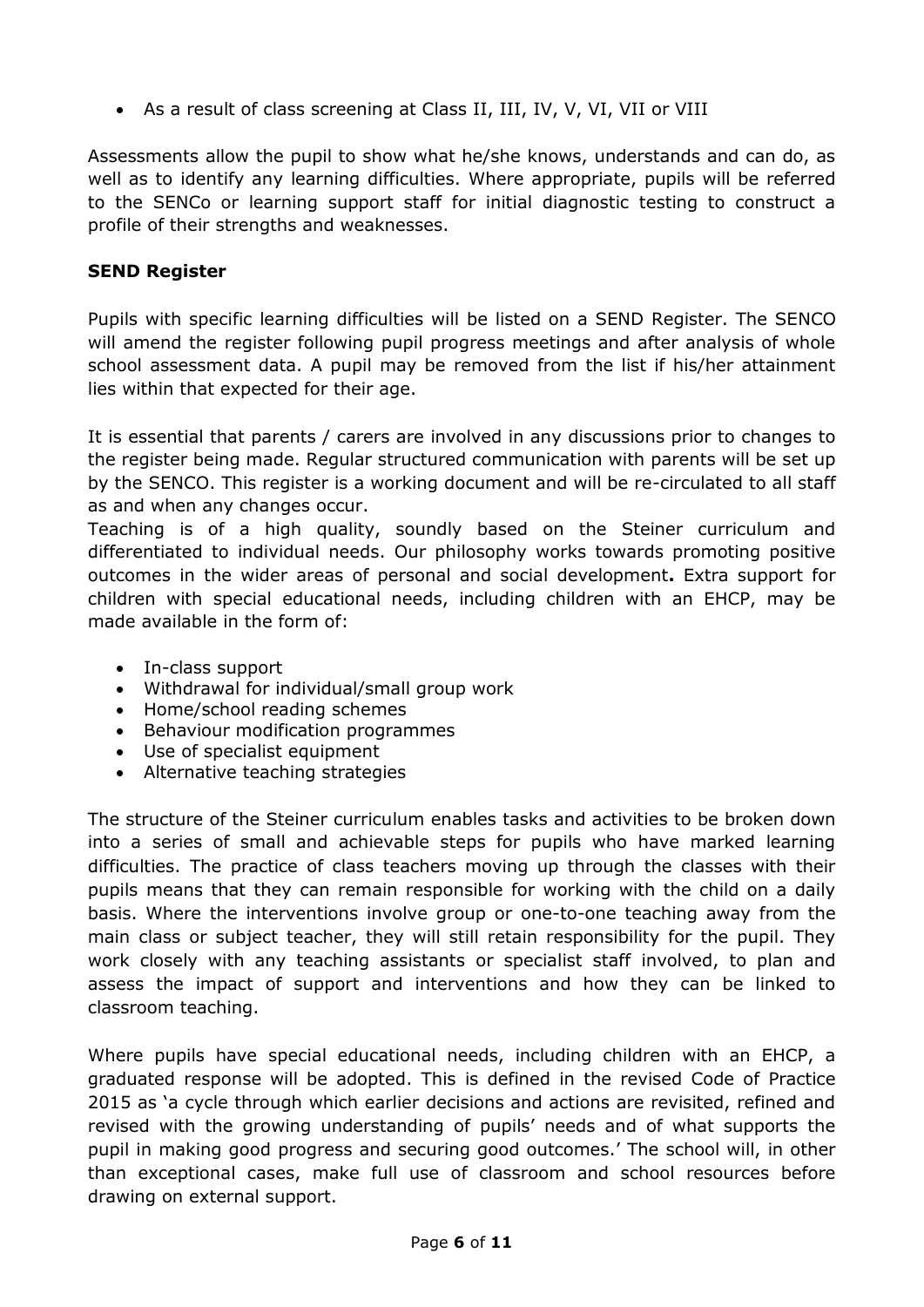- As a result of class screening at Class II, III, IV, V, VI, VII or VIII

Assessments allow the pupil to show what he/she knows, understands and can do, as well as to identify any learning difficulties. Where appropriate, pupils will be referred to the SENCo or learning support staff for initial diagnostic testing to construct a profile of their strengths and weaknesses.

**SEND Register**

Pupils with specific learning difficulties will be listed on a SEND Register. The SENCO will amend the register following pupil progress meetings and after analysis of whole school assessment data. A pupil may be removed from the list if his/her attainment lies within that expected for their age.

It is essential that parents / carers are involved in any discussions prior to changes to the register being made. Regular structured communication with parents will be set up by the SENCO. This register is a working document and will be re-circulated to all staff as and when any changes occur.

Teaching is of a high quality, soundly based on the Steiner curriculum and differentiated to individual needs. Our philosophy works towards promoting positive outcomes in the wider areas of personal and social development**.** Extra support for children with special educational needs, including children with an EHCP, may be made available in the form of:

- In-class support
- Withdrawal for individual/small group work
- Home/school reading schemes
- Behaviour modification programmes
- Use of specialist equipment
- Alternative teaching strategies

The structure of the Steiner curriculum enables tasks and activities to be broken down into a series of small and achievable steps for pupils who have marked learning difficulties. The practice of class teachers moving up through the classes with their pupils means that they can remain responsible for working with the child on a daily basis. Where the interventions involve group or one-to-one teaching away from the main class or subject teacher, they will still retain responsibility for the pupil. They work closely with any teaching assistants or specialist staff involved, to plan and assess the impact of support and interventions and how they can be linked to classroom teaching.

Where pupils have special educational needs, including children with an EHCP, a graduated response will be adopted. This is defined in the revised Code of Practice 2015 as 'a cycle through which earlier decisions and actions are revisited, refined and revised with the growing understanding of pupils' needs and of what supports the pupil in making good progress and securing good outcomes.' The school will, in other than exceptional cases, make full use of classroom and school resources before drawing on external support.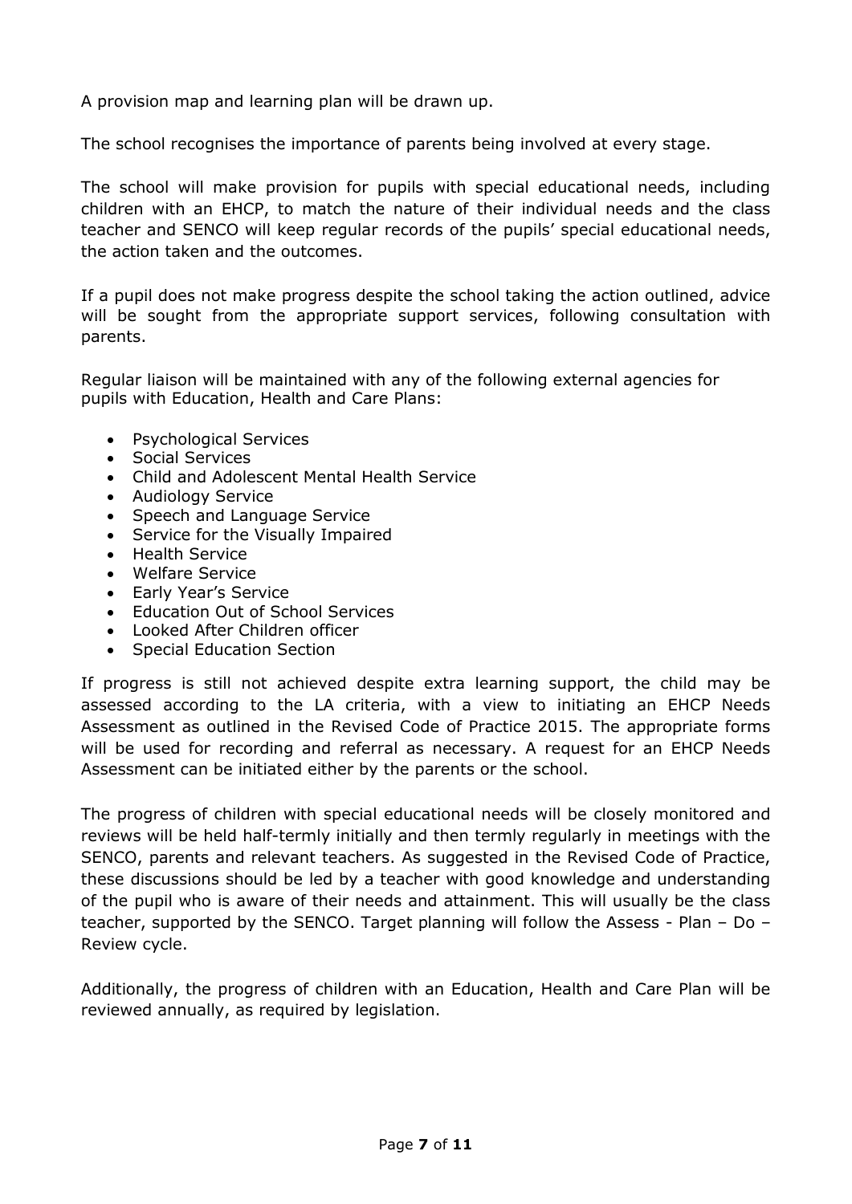A provision map and learning plan will be drawn up.

The school recognises the importance of parents being involved at every stage.

The school will make provision for pupils with special educational needs, including children with an EHCP, to match the nature of their individual needs and the class teacher and SENCO will keep regular records of the pupils' special educational needs, the action taken and the outcomes.

If a pupil does not make progress despite the school taking the action outlined, advice will be sought from the appropriate support services, following consultation with parents.

Regular liaison will be maintained with any of the following external agencies for pupils with Education, Health and Care Plans:

- Psychological Services
- Social Services
- Child and Adolescent Mental Health Service
- Audiology Service
- Speech and Language Service
- Service for the Visually Impaired
- Health Service
- Welfare Service
- Early Year's Service
- Education Out of School Services
- Looked After Children officer
- Special Education Section

If progress is still not achieved despite extra learning support, the child may be assessed according to the LA criteria, with a view to initiating an EHCP Needs Assessment as outlined in the Revised Code of Practice 2015. The appropriate forms will be used for recording and referral as necessary. A request for an EHCP Needs Assessment can be initiated either by the parents or the school.

The progress of children with special educational needs will be closely monitored and reviews will be held half-termly initially and then termly regularly in meetings with the SENCO, parents and relevant teachers. As suggested in the Revised Code of Practice, these discussions should be led by a teacher with good knowledge and understanding of the pupil who is aware of their needs and attainment. This will usually be the class teacher, supported by the SENCO. Target planning will follow the Assess - Plan – Do – Review cycle.

Additionally, the progress of children with an Education, Health and Care Plan will be reviewed annually, as required by legislation.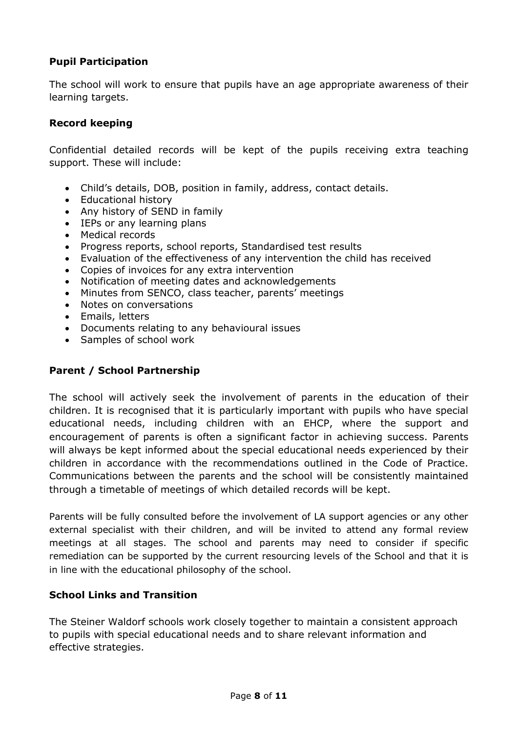### Pupil Participation

The school will work to ensure that pupils have an age appropriate awareness of their learning targets.

### Record keeping

Confidential detailed records will be kept of the pupils receiving extra teaching support. These will include:

- Child's details, DOB, position in family, address, contact details.
- Educational history
- Any history of SEND in family
- IEPs or any learning plans
- Medical records
- Progress reports, school reports, Standardised test results
- Evaluation of the effectiveness of any intervention the child has received
- Copies of invoices for any extra intervention
- Notification of meeting dates and acknowledgements
- Minutes from SENCO, class teacher, parents' meetings
- Notes on conversations
- Emails, letters
- Documents relating to any behavioural issues
- Samples of school work

### Parent / School Partnership

The school will actively seek the involvement of parents in the education of their children. It is recognised that it is particularly important with pupils who have special educational needs, including children with an EHCP, where the support and encouragement of parents is often a significant factor in achieving success. Parents will always be kept informed about the special educational needs experienced by their children in accordance with the recommendations outlined in the Code of Practice. Communications between the parents and the school will be consistently maintained through a timetable of meetings of which detailed records will be kept.

Parents will be fully consulted before the involvement of LA support agencies or any other external specialist with their children, and will be invited to attend any formal review meetings at all stages. The school and parents may need to consider if specific remediation can be supported by the current resourcing levels of the School and that it is in line with the educational philosophy of the school.

### School Links and Transition

The Steiner Waldorf schools work closely together to maintain a consistent approach to pupils with special educational needs and to share relevant information and effective strategies.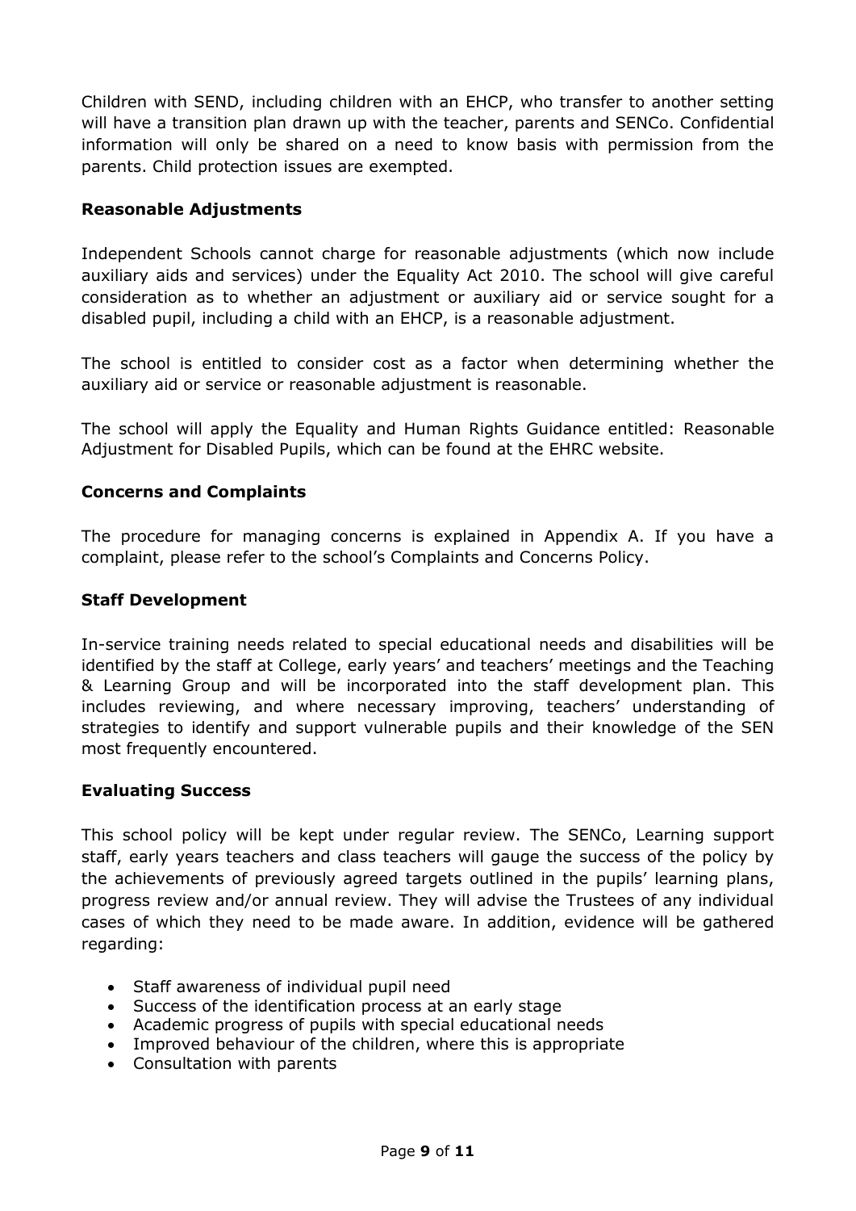Children with SEND, including children with an EHCP, who transfer to another setting will have a transition plan drawn up with the teacher, parents and SENCo. Confidential information will only be shared on a need to know basis with permission from the parents. Child protection issues are exempted.

### Reasonable Adjustments

Independent Schools cannot charge for reasonable adjustments (which now include auxiliary aids and services) under the Equality Act 2010. The school will give careful consideration as to whether an adjustment or auxiliary aid or service sought for a disabled pupil, including a child with an EHCP, is a reasonable adjustment.

The school is entitled to consider cost as a factor when determining whether the auxiliary aid or service or reasonable adjustment is reasonable.

The school will apply the Equality and Human Rights Guidance entitled: Reasonable Adjustment for Disabled Pupils, which can be found at the EHRC website.

### Concerns and Complaints

The procedure for managing concerns is explained in Appendix A. If you have a complaint, please refer to the school's Complaints and Concerns Policy.

### Staff Development

In-service training needs related to special educational needs and disabilities will be identified by the staff at College, early years' and teachers' meetings and the Teaching & Learning Group and will be incorporated into the staff development plan. This includes reviewing, and where necessary improving, teachers' understanding of strategies to identify and support vulnerable pupils and their knowledge of the SEN most frequently encountered.

### Evaluating Success

This school policy will be kept under regular review. The SENCo, Learning support staff, early years teachers and class teachers will gauge the success of the policy by the achievements of previously agreed targets outlined in the pupils' learning plans, progress review and/or annual review. They will advise the Trustees of any individual cases of which they need to be made aware. In addition, evidence will be gathered regarding:

- Staff awareness of individual pupil need
- Success of the identification process at an early stage
- Academic progress of pupils with special educational needs
- Improved behaviour of the children, where this is appropriate
- Consultation with parents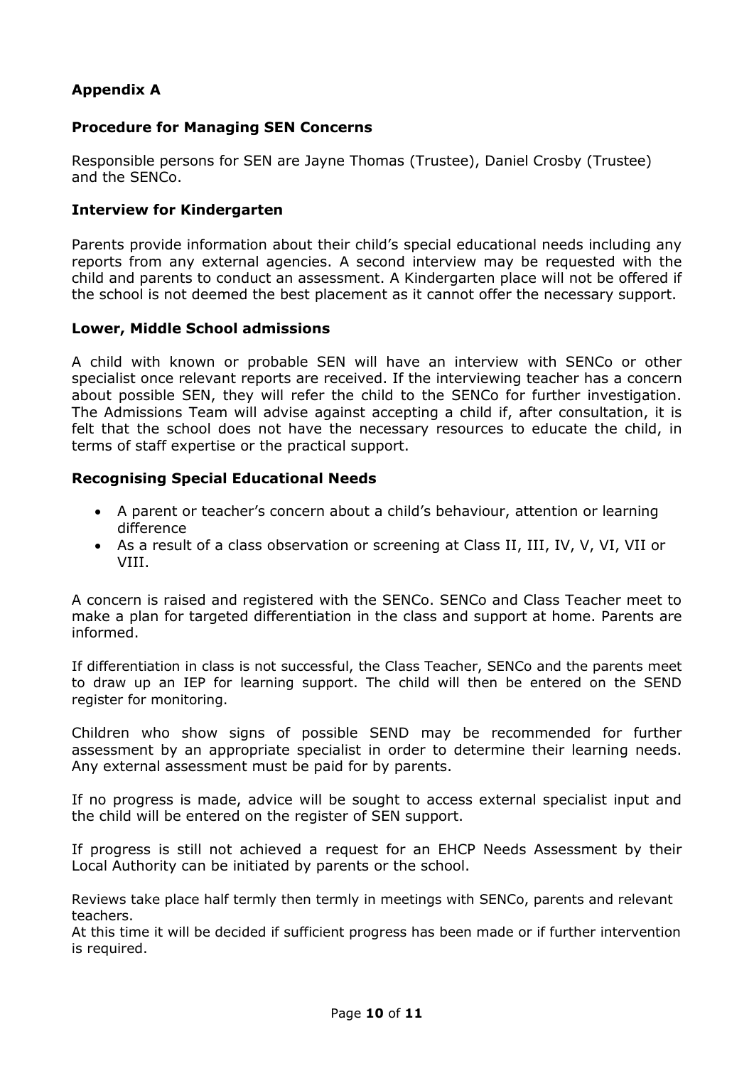## Appendix A

### Procedure for Managing SEN Concerns

Responsible persons for SEN are Jayne Thomas (Trustee), Daniel Crosby (Trustee) and the SENCo.

### Interview for Kindergarten

Parents provide information about their child's special educational needs including any reports from any external agencies. A second interview may be requested with the child and parents to conduct an assessment. A Kindergarten place will not be offered if the school is not deemed the best placement as it cannot offer the necessary support.

### Lower, Middle School admissions

A child with known or probable SEN will have an interview with SENCo or other specialist once relevant reports are received. If the interviewing teacher has a concern about possible SEN, they will refer the child to the SENCo for further investigation. The Admissions Team will advise against accepting a child if, after consultation, it is felt that the school does not have the necessary resources to educate the child, in terms of staff expertise or the practical support.

### Recognising Special Educational Needs

- A parent or teacher's concern about a child's behaviour, attention or learning difference
- As a result of a class observation or screening at Class II, III, IV, V, VI, VII or VIII.

A concern is raised and registered with the SENCo. SENCo and Class Teacher meet to make a plan for targeted differentiation in the class and support at home. Parents are informed.

If differentiation in class is not successful, the Class Teacher, SENCo and the parents meet to draw up an IEP for learning support. The child will then be entered on the SEND register for monitoring.

Children who show signs of possible SEND may be recommended for further assessment by an appropriate specialist in order to determine their learning needs. Any external assessment must be paid for by parents.

If no progress is made, advice will be sought to access external specialist input and the child will be entered on the register of SEN support.

If progress is still not achieved a request for an EHCP Needs Assessment by their Local Authority can be initiated by parents or the school.

Reviews take place half termly then termly in meetings with SENCo, parents and relevant teachers.
At this time it will be decided if sufficient progress has been made or if further intervention is required.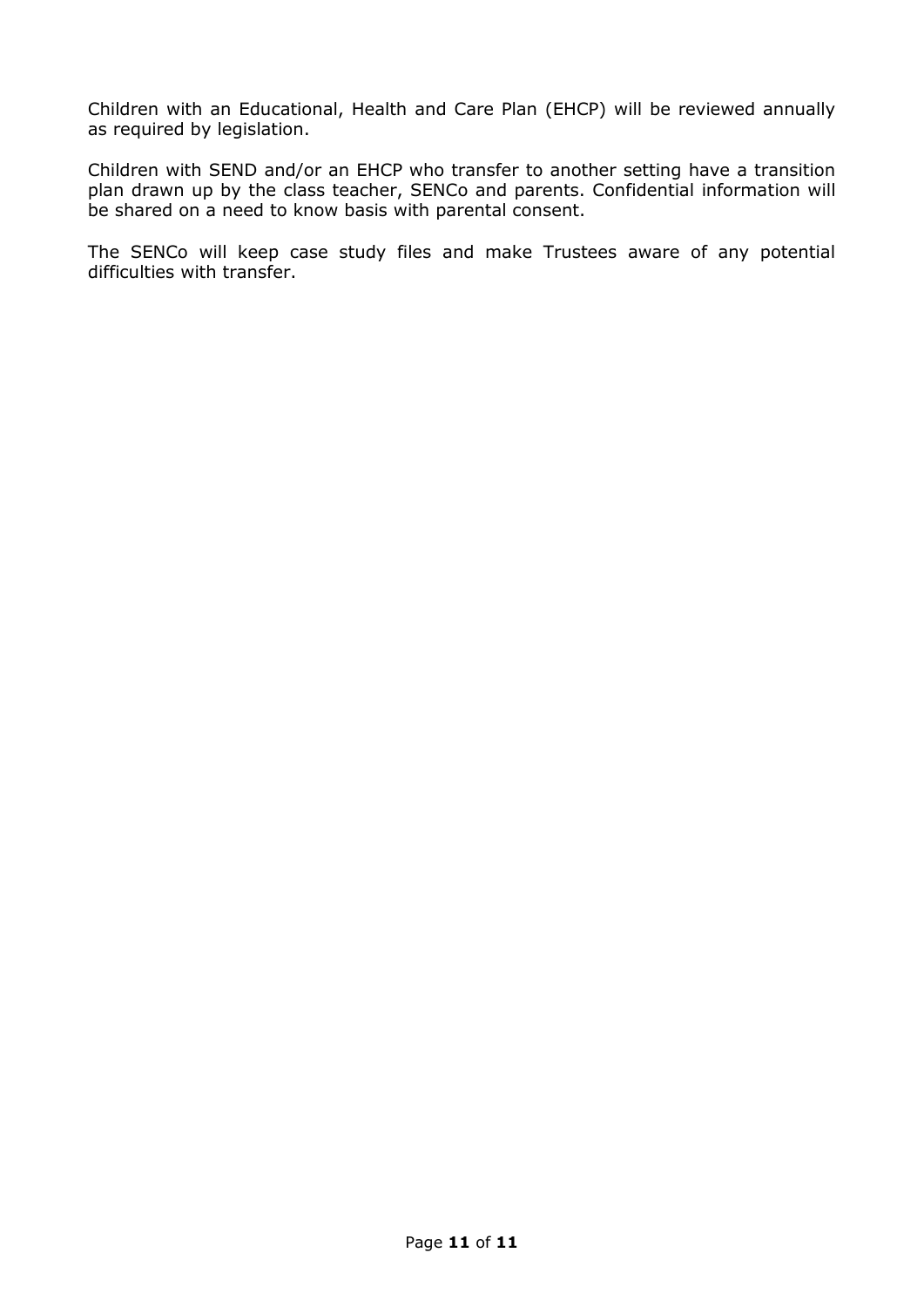Children with an Educational, Health and Care Plan (EHCP) will be reviewed annually as required by legislation.

Children with SEND and/or an EHCP who transfer to another setting have a transition plan drawn up by the class teacher, SENCo and parents. Confidential information will be shared on a need to know basis with parental consent.

The SENCo will keep case study files and make Trustees aware of any potential difficulties with transfer.